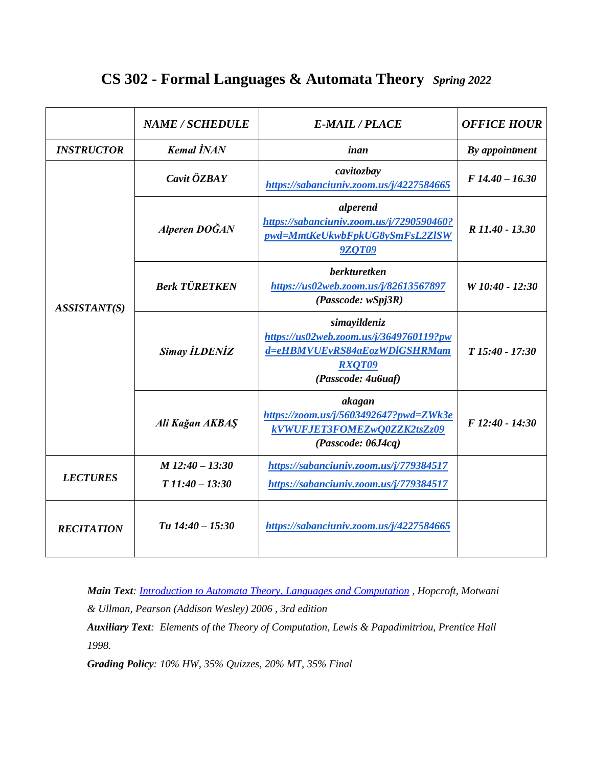# CS 302 - Formal Languages & Automata Theory *Spring 2022*

| | *NAME / SCHEDULE* | *E-MAIL / PLACE* | *OFFICE HOUR* |
|---|---|---|---|
| ***INSTRUCTOR*** | ***Kemal İNAN*** | ***inan*** | ***By appointment*** |
| ***ASSISTANT(S)*** | ***Cavit ÖZBAY*** | ***cavitozbay*** [***https://sabanciuniv.zoom.us/j/4227584665***](https://sabanciuniv.zoom.us/j/4227584665) | ***F 14.40 – 16.30*** |
| | ***Alperen DOĞAN*** | ***alperend*** [***https://sabanciuniv.zoom.us/j/7290590460?pwd=MmtKeUkwbFpkUG8ySmFsL2ZlSW9ZQT09***](https://sabanciuniv.zoom.us/j/7290590460?pwd=MmtKeUkwbFpkUG8ySmFsL2ZlSW9ZQT09) | ***R 11.40 - 13.30*** |
| | ***Berk TÜRETKEN*** | ***berkturetken*** [***https://us02web.zoom.us/j/82613567897***](https://us02web.zoom.us/j/82613567897) ***(Passcode: wSpj3R)*** | ***W 10:40 - 12:30*** |
| | ***Simay İLDENİZ*** | ***simayildeniz*** [***https://us02web.zoom.us/j/3649760119?pwd=eHBMVUEvRS84aEozWDlGSHRMamRXQT09***](https://us02web.zoom.us/j/3649760119?pwd=eHBMVUEvRS84aEozWDlGSHRMamRXQT09) ***(Passcode: 4u6uaf)*** | ***T 15:40 - 17:30*** |
| | ***Ali Kağan AKBAŞ*** | ***akagan*** [***https://zoom.us/j/5603492647?pwd=ZWk3ekVWUFJET3FOMEZwQ0ZZK2tsZz09***](https://zoom.us/j/5603492647?pwd=ZWk3ekVWUFJET3FOMEZwQ0ZZK2tsZz09) ***(Passcode: 06J4cq)*** | ***F 12:40 - 14:30*** |
| ***LECTURES*** | ***M 12:40 – 13:30*** ***T 11:40 – 13:30*** | [***https://sabanciuniv.zoom.us/j/779384517***](https://sabanciuniv.zoom.us/j/779384517) [***https://sabanciuniv.zoom.us/j/779384517***](https://sabanciuniv.zoom.us/j/779384517) | |
| ***RECITATION*** | ***Tu 14:40 – 15:30*** | [***https://sabanciuniv.zoom.us/j/4227584665***](https://sabanciuniv.zoom.us/j/4227584665) | |

***Main Text****: Introduction to Automata Theory, Languages and Computation , Hopcroft, Motwani & Ullman, Pearson (Addison Wesley) 2006 , 3rd edition*

***Auxiliary Text****: Elements of the Theory of Computation, Lewis & Papadimitriou, Prentice Hall 1998.*

***Grading Policy****: 10% HW, 35% Quizzes, 20% MT, 35% Final*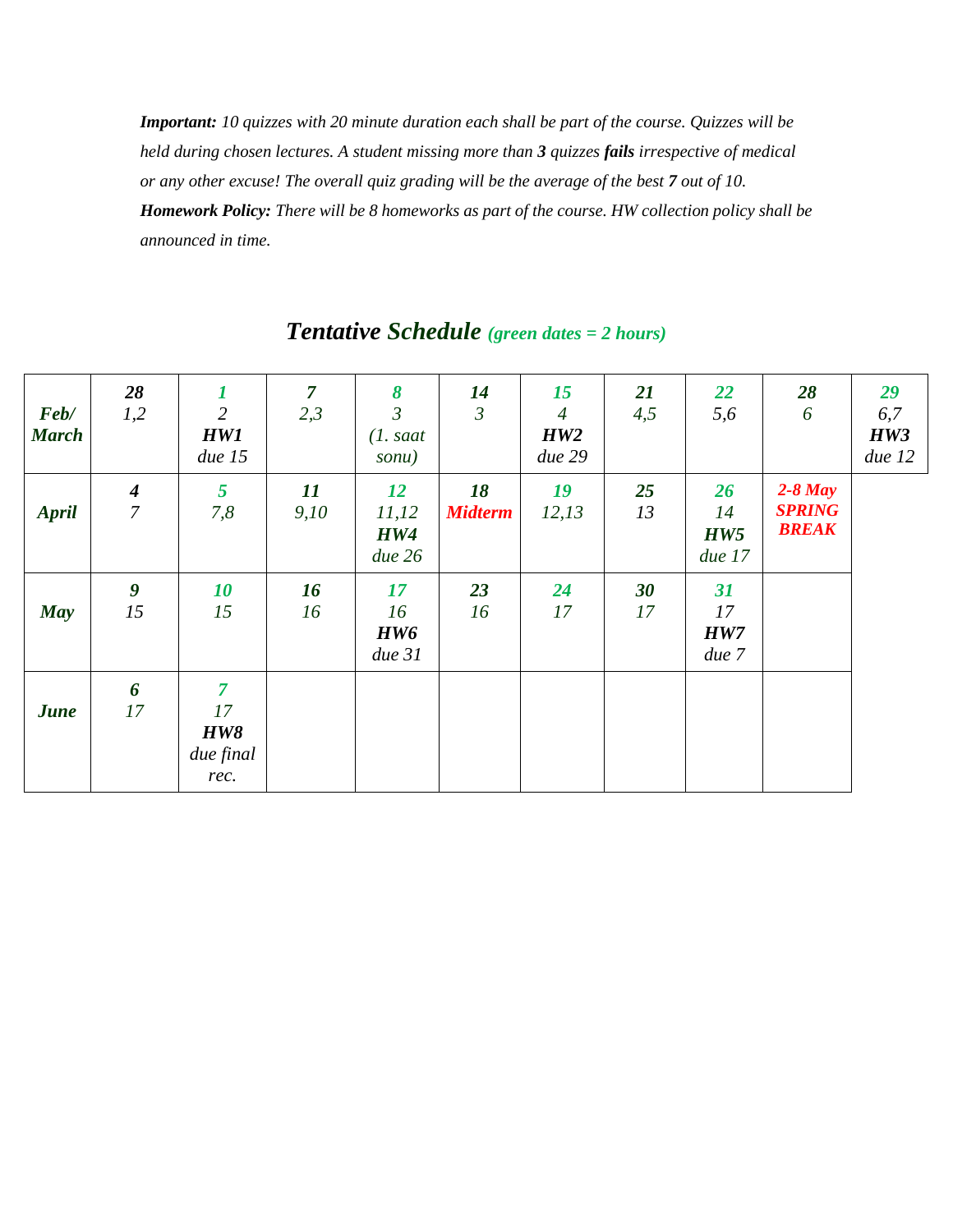***Important:*** *10 quizzes with 20 minute duration each shall be part of the course. Quizzes will be held during chosen lectures. A student missing more than* ***3*** *quizzes* ***fails*** *irrespective of medical or any other excuse! The overall quiz grading will be the average of the best* ***7*** *out of 10.*

***Homework Policy:*** *There will be 8 homeworks as part of the course. HW collection policy shall be announced in time.*

## *Tentative Schedule* *(green dates = 2 hours)*

| | | | | | | | | | | |
|---|---|---|---|---|---|---|---|---|---|---|
| ***Feb/ March*** | ***28*** *1,2* | ***1*** *2* ***HW1*** *due 15* | ***7*** *2,3* | ***8*** *3 (1. saat sonu)* | ***14*** *3* | ***15*** *4* ***HW2*** *due 29* | ***21*** *4,5* | ***22*** *5,6* | ***28*** *6* | ***29*** *6,7* ***HW3*** *due 12* |
| ***April*** | ***4*** *7* | ***5*** *7,8* | ***11*** *9,10* | ***12*** *11,12* ***HW4*** *due 26* | ***18*** ***Midterm*** | ***19*** *12,13* | ***25*** *13* | ***26*** *14* ***HW5*** *due 17* | ***2-8 May SPRING BREAK*** | |
| ***May*** | ***9*** *15* | ***10*** *15* | ***16*** *16* | ***17*** *16* ***HW6*** *due 31* | ***23*** *16* | ***24*** *17* | ***30*** *17* | ***31*** *17* ***HW7*** *due 7* | | |
| ***June*** | ***6*** *17* | ***7*** *17* ***HW8*** *due final rec.* | | | | | | | | |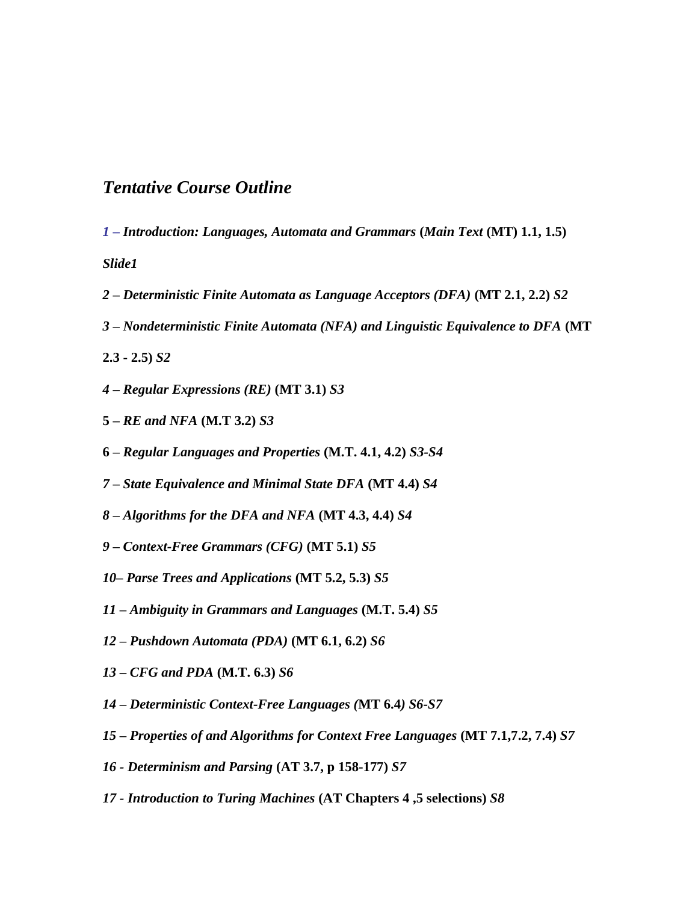## *Tentative Course Outline*

***1 – Introduction: Languages, Automata and Grammars*** **(*Main Text* (MT) 1.1, 1.5)**

***Slide1***

***2 – Deterministic Finite Automata as Language Acceptors (DFA)*** **(MT 2.1, 2.2)** ***S2***

***3 – Nondeterministic Finite Automata (NFA) and Linguistic Equivalence to DFA*** **(MT 2.3 - 2.5)** ***S2***

***4 – Regular Expressions (RE)*** **(MT 3.1)** ***S3***

**5 –** ***RE and NFA*** **(M.T 3.2)** ***S3***

**6 –** ***Regular Languages and Properties*** **(M.T. 4.1, 4.2)** ***S3-S4***

***7 – State Equivalence and Minimal State DFA*** **(MT 4.4)** ***S4***

***8 – Algorithms for the DFA and NFA*** **(MT 4.3, 4.4)** ***S4***

***9 – Context-Free Grammars (CFG)*** **(MT 5.1)** ***S5***

***10– Parse Trees and Applications*** **(MT 5.2, 5.3)** ***S5***

***11 – Ambiguity in Grammars and Languages*** **(M.T. 5.4)** ***S5***

***12 – Pushdown Automata (PDA)*** **(MT 6.1, 6.2)** ***S6***

***13 – CFG and PDA*** **(M.T. 6.3)** ***S6***

***14 – Deterministic Context-Free Languages (*MT 6.4*) S6-S7***

***15 – Properties of and Algorithms for Context Free Languages*** **(MT 7.1,7.2, 7.4)** ***S7***

***16 - Determinism and Parsing*** **(AT 3.7, p 158-177)** ***S7***

***17 - Introduction to Turing Machines*** **(AT Chapters 4 ,5 selections)** ***S8***